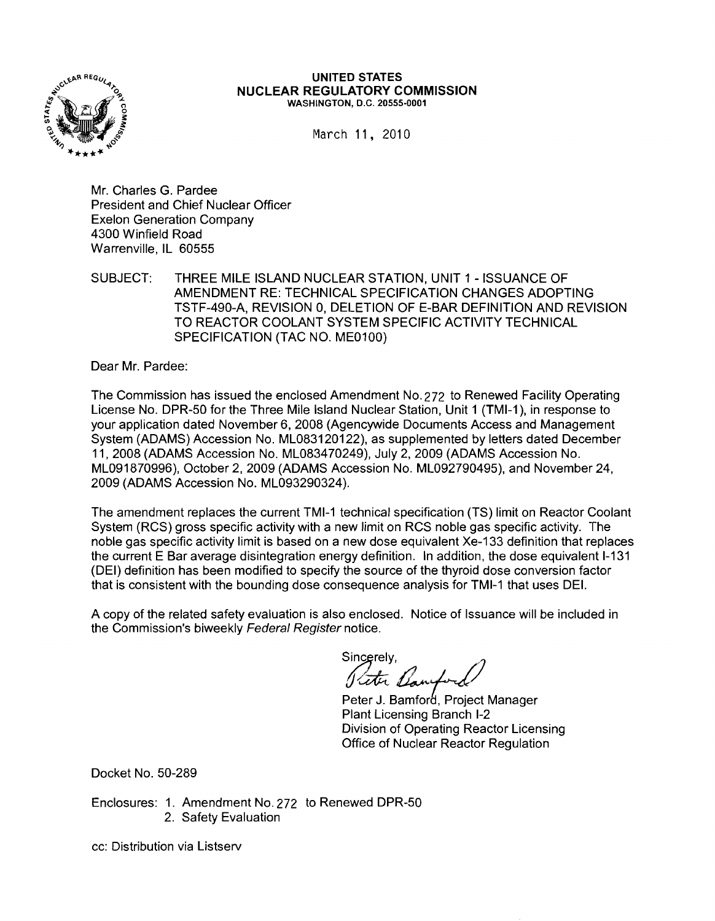**UNITED STATES**
**NUCLEAR REGULATORY COMMISSION**
WASHINGTON, D.C. 20555-0001

March 11, 2010

Mr. Charles G. Pardee
President and Chief Nuclear Officer
Exelon Generation Company
4300 Winfield Road
Warrenville, IL 60555

SUBJECT: THREE MILE ISLAND NUCLEAR STATION, UNIT 1 - ISSUANCE OF AMENDMENT RE: TECHNICAL SPECIFICATION CHANGES ADOPTING TSTF-490-A, REVISION 0, DELETION OF E-BAR DEFINITION AND REVISION TO REACTOR COOLANT SYSTEM SPECIFIC ACTIVITY TECHNICAL SPECIFICATION (TAC NO. ME0100)

Dear Mr. Pardee:

The Commission has issued the enclosed Amendment No. 272 to Renewed Facility Operating License No. DPR-50 for the Three Mile Island Nuclear Station, Unit 1 (TMI-1), in response to your application dated November 6, 2008 (Agencywide Documents Access and Management System (ADAMS) Accession No. ML083120122), as supplemented by letters dated December 11, 2008 (ADAMS Accession No. ML083470249), July 2, 2009 (ADAMS Accession No. ML091870996), October 2, 2009 (ADAMS Accession No. ML092790495), and November 24, 2009 (ADAMS Accession No. ML093290324).

The amendment replaces the current TMI-1 technical specification (TS) limit on Reactor Coolant System (RCS) gross specific activity with a new limit on RCS noble gas specific activity. The noble gas specific activity limit is based on a new dose equivalent Xe-133 definition that replaces the current E Bar average disintegration energy definition. In addition, the dose equivalent I-131 (DEI) definition has been modified to specify the source of the thyroid dose conversion factor that is consistent with the bounding dose consequence analysis for TMI-1 that uses DEI.

A copy of the related safety evaluation is also enclosed. Notice of Issuance will be included in the Commission's biweekly *Federal Register* notice.

Sincerely,

Peter J. Bamford, Project Manager
Plant Licensing Branch I-2
Division of Operating Reactor Licensing
Office of Nuclear Reactor Regulation

Docket No. 50-289

Enclosures:
1. Amendment No. 272 to Renewed DPR-50
2. Safety Evaluation

cc: Distribution via Listserv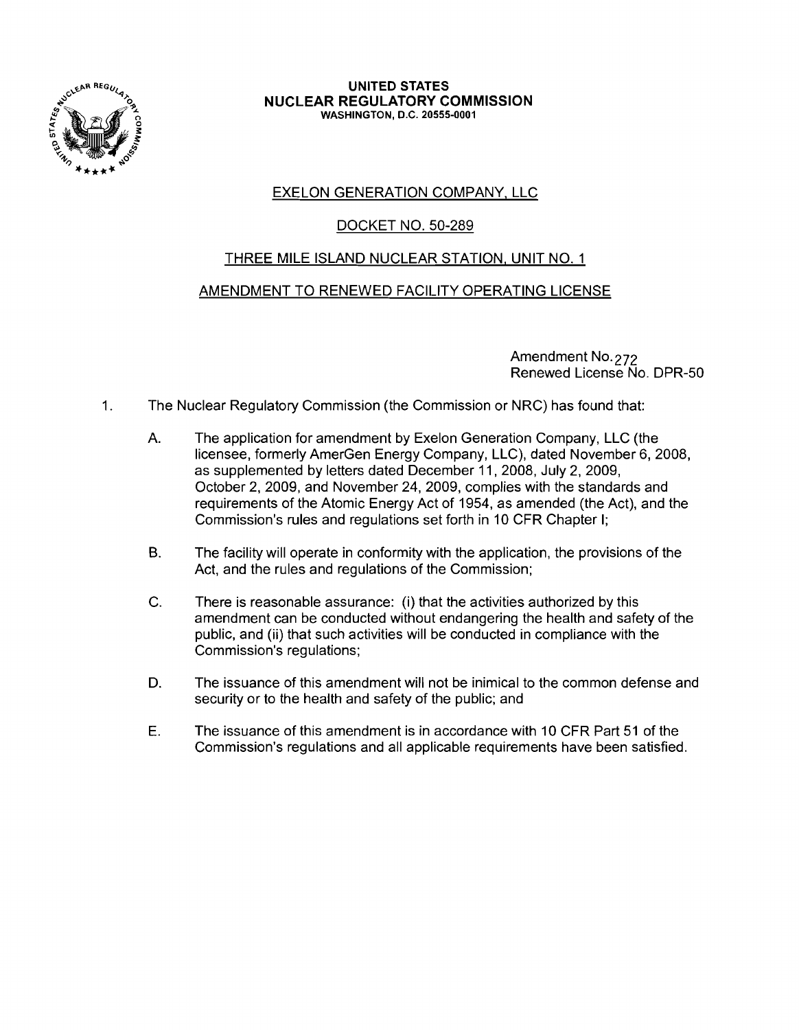**UNITED STATES**
**NUCLEAR REGULATORY COMMISSION**
**WASHINGTON, D.C. 20555-0001**

EXELON GENERATION COMPANY, LLC

DOCKET NO. 50-289

THREE MILE ISLAND NUCLEAR STATION, UNIT NO. 1

AMENDMENT TO RENEWED FACILITY OPERATING LICENSE

Amendment No. 272
Renewed License No. DPR-50

1. The Nuclear Regulatory Commission (the Commission or NRC) has found that:

   A. The application for amendment by Exelon Generation Company, LLC (the licensee, formerly AmerGen Energy Company, LLC), dated November 6, 2008, as supplemented by letters dated December 11, 2008, July 2, 2009, October 2, 2009, and November 24, 2009, complies with the standards and requirements of the Atomic Energy Act of 1954, as amended (the Act), and the Commission's rules and regulations set forth in 10 CFR Chapter I;

   B. The facility will operate in conformity with the application, the provisions of the Act, and the rules and regulations of the Commission;

   C. There is reasonable assurance: (i) that the activities authorized by this amendment can be conducted without endangering the health and safety of the public, and (ii) that such activities will be conducted in compliance with the Commission's regulations;

   D. The issuance of this amendment will not be inimical to the common defense and security or to the health and safety of the public; and

   E. The issuance of this amendment is in accordance with 10 CFR Part 51 of the Commission's regulations and all applicable requirements have been satisfied.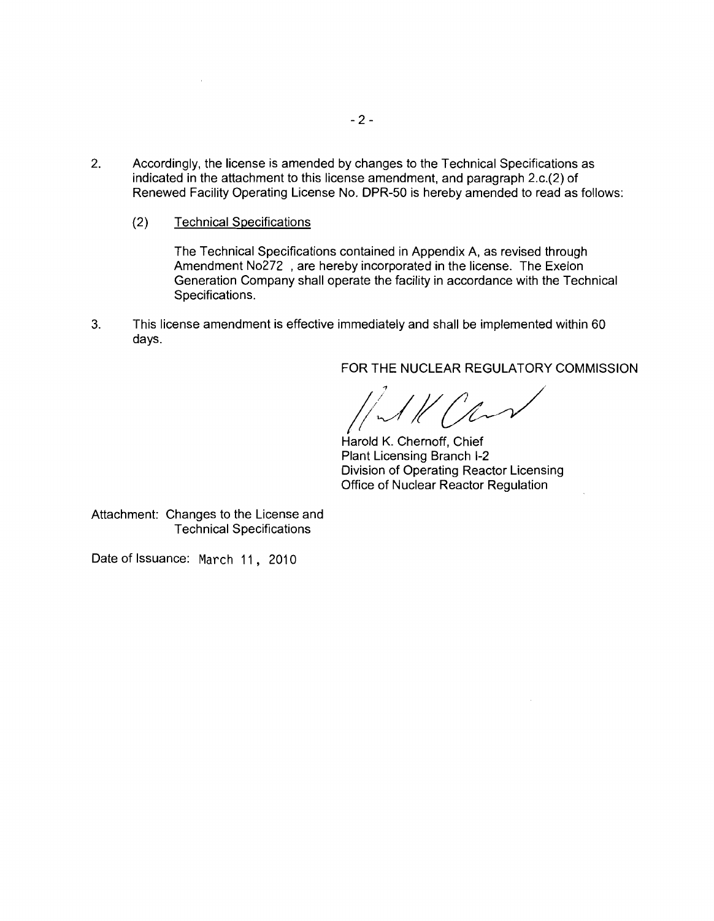2. Accordingly, the license is amended by changes to the Technical Specifications as indicated in the attachment to this license amendment, and paragraph 2.c.(2) of Renewed Facility Operating License No. DPR-50 is hereby amended to read as follows:

   (2) Technical Specifications

   The Technical Specifications contained in Appendix A, as revised through Amendment No272 , are hereby incorporated in the license. The Exelon Generation Company shall operate the facility in accordance with the Technical Specifications.

3. This license amendment is effective immediately and shall be implemented within 60 days.

FOR THE NUCLEAR REGULATORY COMMISSION

Harold K. Chernoff, Chief
Plant Licensing Branch I-2
Division of Operating Reactor Licensing
Office of Nuclear Reactor Regulation

Attachment: Changes to the License and Technical Specifications

Date of Issuance: March 11, 2010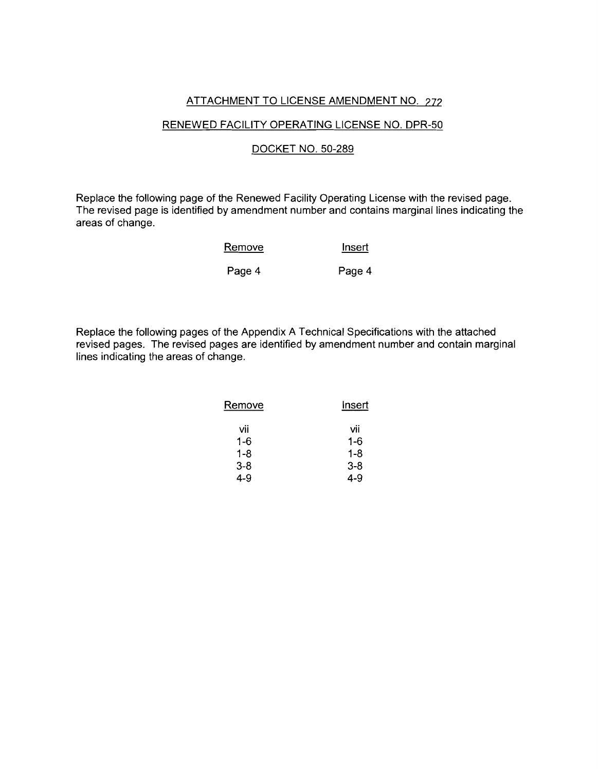ATTACHMENT TO LICENSE AMENDMENT NO. 272

RENEWED FACILITY OPERATING LICENSE NO. DPR-50

DOCKET NO. 50-289

Replace the following page of the Renewed Facility Operating License with the revised page. The revised page is identified by amendment number and contains marginal lines indicating the areas of change.

| Remove | Insert |
|---|---|
| Page 4 | Page 4 |

Replace the following pages of the Appendix A Technical Specifications with the attached revised pages. The revised pages are identified by amendment number and contain marginal lines indicating the areas of change.

| Remove | Insert |
|---|---|
| vii | vii |
| 1-6 | 1-6 |
| 1-8 | 1-8 |
| 3-8 | 3-8 |
| 4-9 | 4-9 |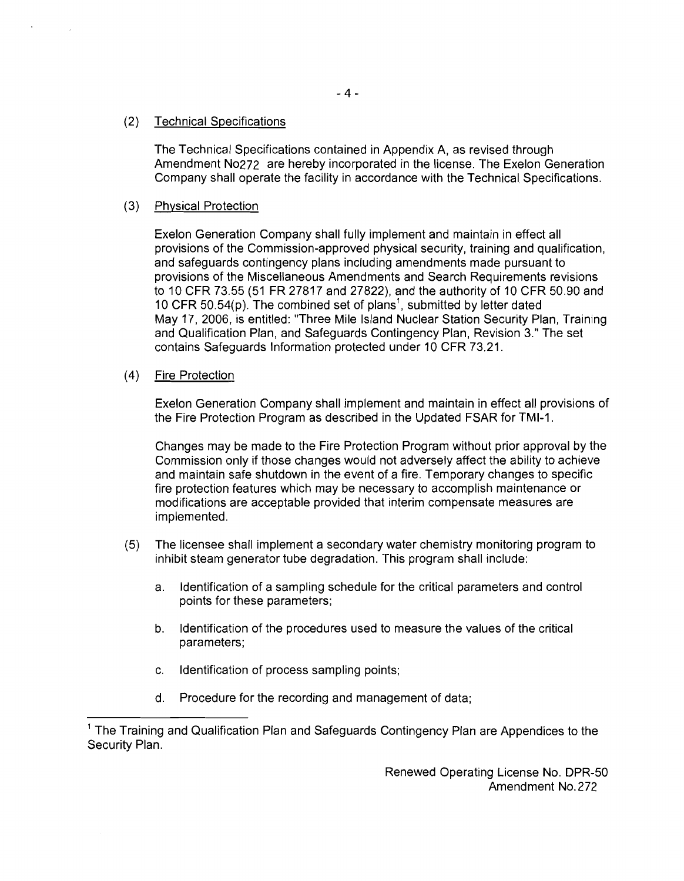(2) Technical Specifications

The Technical Specifications contained in Appendix A, as revised through Amendment No272 are hereby incorporated in the license. The Exelon Generation Company shall operate the facility in accordance with the Technical Specifications.

(3) Physical Protection

Exelon Generation Company shall fully implement and maintain in effect all provisions of the Commission-approved physical security, training and qualification, and safeguards contingency plans including amendments made pursuant to provisions of the Miscellaneous Amendments and Search Requirements revisions to 10 CFR 73.55 (51 FR 27817 and 27822), and the authority of 10 CFR 50.90 and 10 CFR 50.54(p). The combined set of plans[1], submitted by letter dated May 17, 2006, is entitled: "Three Mile Island Nuclear Station Security Plan, Training and Qualification Plan, and Safeguards Contingency Plan, Revision 3." The set contains Safeguards Information protected under 10 CFR 73.21.

(4) Fire Protection

Exelon Generation Company shall implement and maintain in effect all provisions of the Fire Protection Program as described in the Updated FSAR for TMI-1.

Changes may be made to the Fire Protection Program without prior approval by the Commission only if those changes would not adversely affect the ability to achieve and maintain safe shutdown in the event of a fire. Temporary changes to specific fire protection features which may be necessary to accomplish maintenance or modifications are acceptable provided that interim compensate measures are implemented.

(5) The licensee shall implement a secondary water chemistry monitoring program to inhibit steam generator tube degradation. This program shall include:

a. Identification of a sampling schedule for the critical parameters and control points for these parameters;

b. Identification of the procedures used to measure the values of the critical parameters;

c. Identification of process sampling points;

d. Procedure for the recording and management of data;

---

[1] The Training and Qualification Plan and Safeguards Contingency Plan are Appendices to the Security Plan.

Renewed Operating License No. DPR-50
Amendment No. 272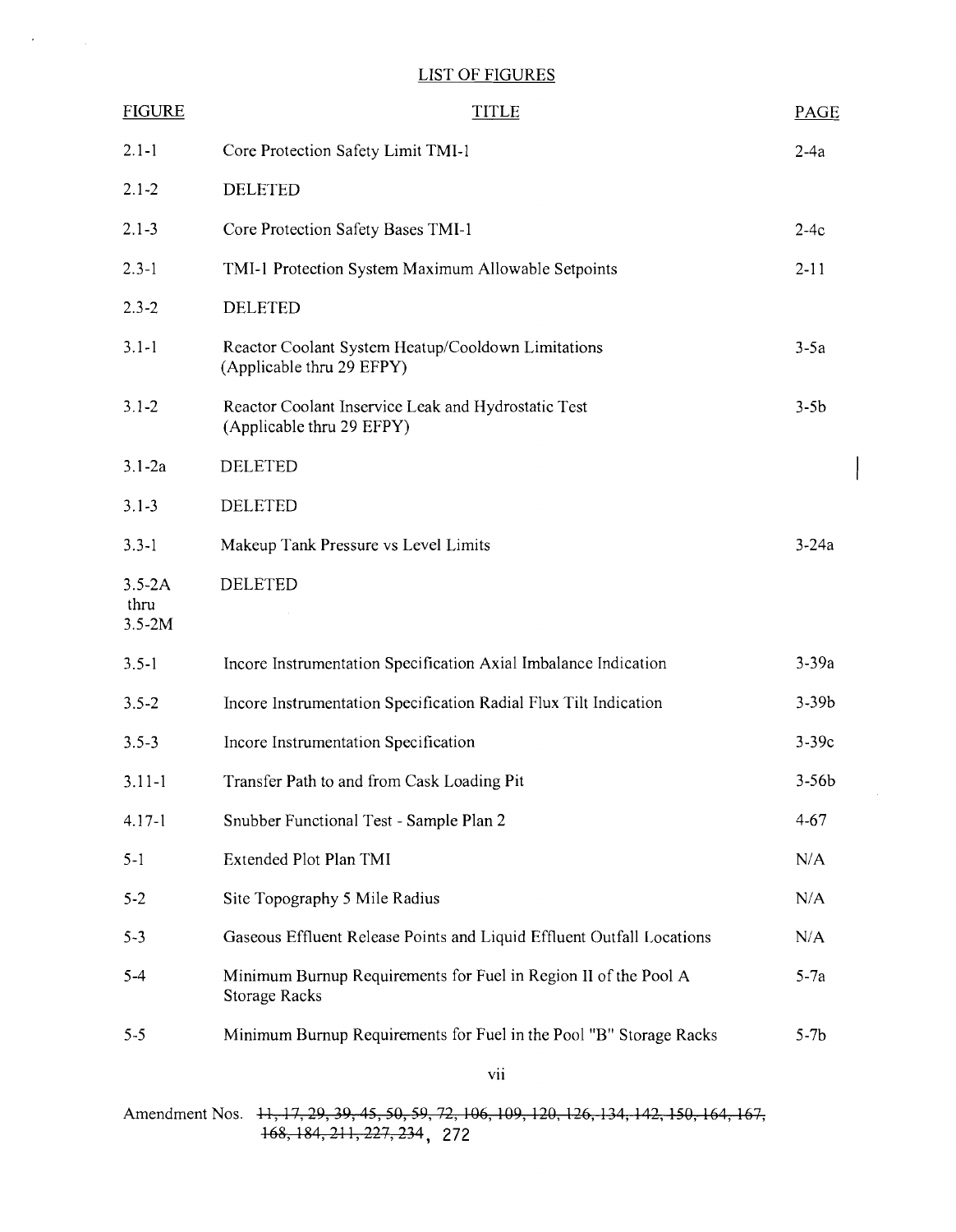# LIST OF FIGURES

| FIGURE | TITLE | PAGE |
|---|---|---|
| 2.1-1 | Core Protection Safety Limit TMI-1 | 2-4a |
| 2.1-2 | DELETED | |
| 2.1-3 | Core Protection Safety Bases TMI-1 | 2-4c |
| 2.3-1 | TMI-1 Protection System Maximum Allowable Setpoints | 2-11 |
| 2.3-2 | DELETED | |
| 3.1-1 | Reactor Coolant System Heatup/Cooldown Limitations (Applicable thru 29 EFPY) | 3-5a |
| 3.1-2 | Reactor Coolant Inservice Leak and Hydrostatic Test (Applicable thru 29 EFPY) | 3-5b |
| 3.1-2a | DELETED | |
| 3.1-3 | DELETED | |
| 3.3-1 | Makeup Tank Pressure vs Level Limits | 3-24a |
| 3.5-2A thru 3.5-2M | DELETED | |
| 3.5-1 | Incore Instrumentation Specification Axial Imbalance Indication | 3-39a |
| 3.5-2 | Incore Instrumentation Specification Radial Flux Tilt Indication | 3-39b |
| 3.5-3 | Incore Instrumentation Specification | 3-39c |
| 3.11-1 | Transfer Path to and from Cask Loading Pit | 3-56b |
| 4.17-1 | Snubber Functional Test - Sample Plan 2 | 4-67 |
| 5-1 | Extended Plot Plan TMI | N/A |
| 5-2 | Site Topography 5 Mile Radius | N/A |
| 5-3 | Gaseous Effluent Release Points and Liquid Effluent Outfall Locations | N/A |
| 5-4 | Minimum Burnup Requirements for Fuel in Region II of the Pool A Storage Racks | 5-7a |
| 5-5 | Minimum Burnup Requirements for Fuel in the Pool "B" Storage Racks | 5-7b |

Amendment Nos. ~~11, 17, 29, 39, 45, 50, 59, 72, 106, 109, 120, 126, 134, 142, 150, 164, 167, 168, 184, 211, 227, 234~~, 272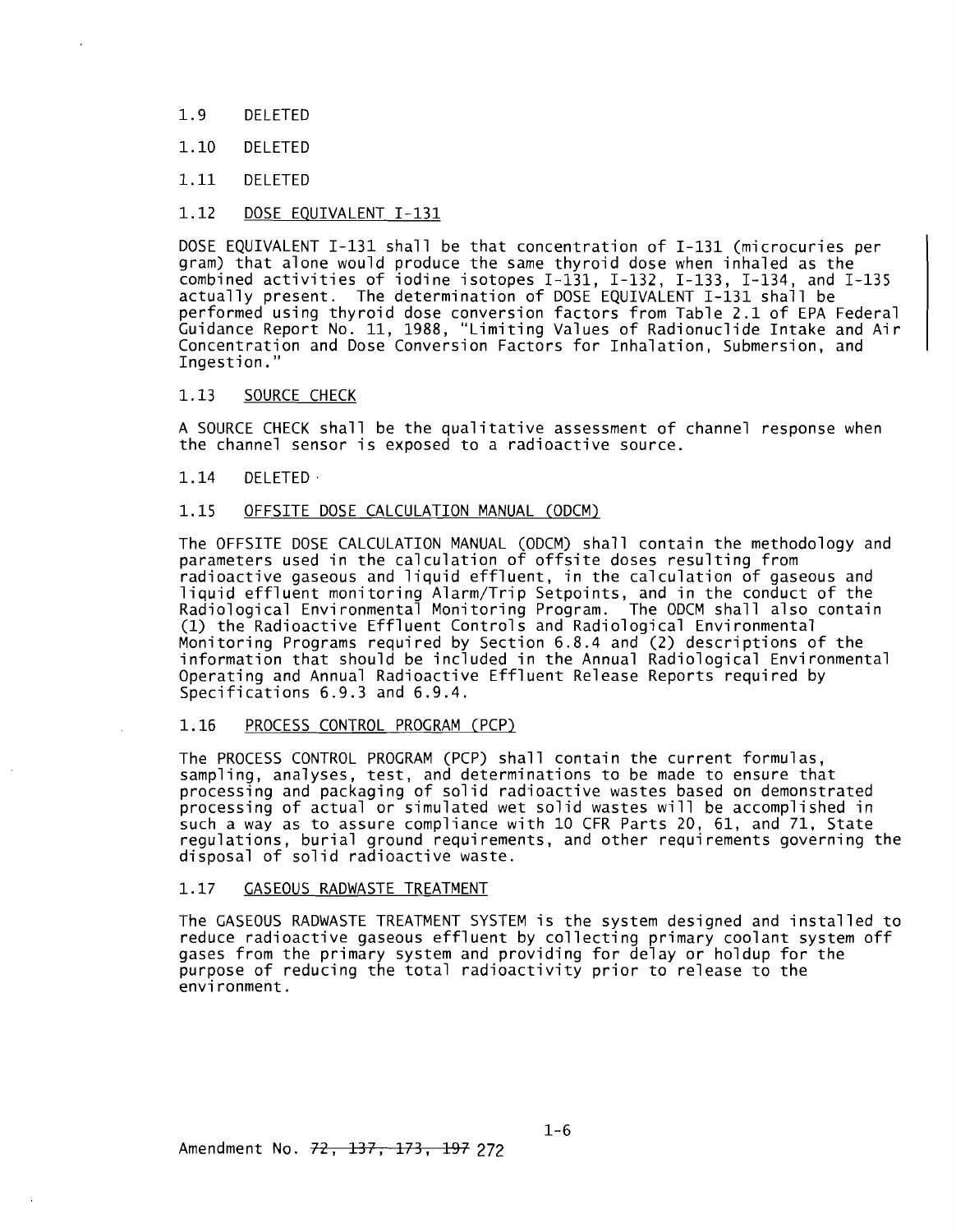1.9 DELETED

1.10 DELETED

1.11 DELETED

1.12 <u>DOSE EQUIVALENT I-131</u>

DOSE EQUIVALENT I-131 shall be that concentration of I-131 (microcuries per gram) that alone would produce the same thyroid dose when inhaled as the combined activities of iodine isotopes I-131, I-132, I-133, I-134, and I-135 actually present. The determination of DOSE EQUIVALENT I-131 shall be performed using thyroid dose conversion factors from Table 2.1 of EPA Federal Guidance Report No. 11, 1988, "Limiting Values of Radionuclide Intake and Air Concentration and Dose Conversion Factors for Inhalation, Submersion, and Ingestion."

1.13 <u>SOURCE CHECK</u>

A SOURCE CHECK shall be the qualitative assessment of channel response when the channel sensor is exposed to a radioactive source.

1.14 DELETED

1.15 <u>OFFSITE DOSE CALCULATION MANUAL (ODCM)</u>

The OFFSITE DOSE CALCULATION MANUAL (ODCM) shall contain the methodology and parameters used in the calculation of offsite doses resulting from radioactive gaseous and liquid effluent, in the calculation of gaseous and liquid effluent monitoring Alarm/Trip Setpoints, and in the conduct of the Radiological Environmental Monitoring Program. The ODCM shall also contain (1) the Radioactive Effluent Controls and Radiological Environmental Monitoring Programs required by Section 6.8.4 and (2) descriptions of the information that should be included in the Annual Radiological Environmental Operating and Annual Radioactive Effluent Release Reports required by Specifications 6.9.3 and 6.9.4.

1.16 <u>PROCESS CONTROL PROGRAM (PCP)</u>

The PROCESS CONTROL PROGRAM (PCP) shall contain the current formulas, sampling, analyses, test, and determinations to be made to ensure that processing and packaging of solid radioactive wastes based on demonstrated processing of actual or simulated wet solid wastes will be accomplished in such a way as to assure compliance with 10 CFR Parts 20, 61, and 71, State regulations, burial ground requirements, and other requirements governing the disposal of solid radioactive waste.

1.17 <u>GASEOUS RADWASTE TREATMENT</u>

The GASEOUS RADWASTE TREATMENT SYSTEM is the system designed and installed to reduce radioactive gaseous effluent by collecting primary coolant system off gases from the primary system and providing for delay or holdup for the purpose of reducing the total radioactivity prior to release to the environment.

Amendment No. ~~72, 137, 173, 197~~ 272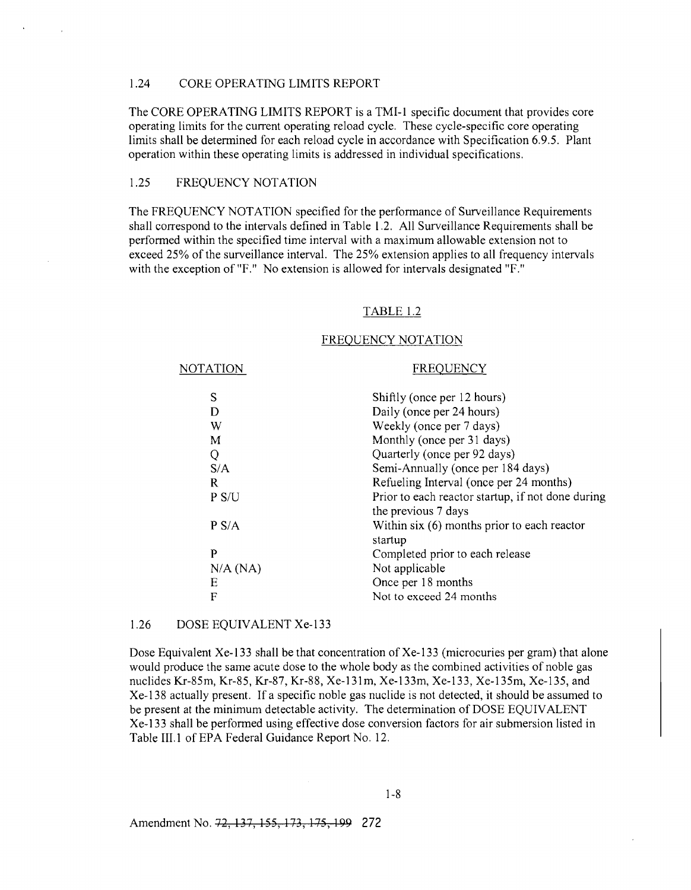## 1.24 CORE OPERATING LIMITS REPORT

The CORE OPERATING LIMITS REPORT is a TMI-1 specific document that provides core operating limits for the current operating reload cycle. These cycle-specific core operating limits shall be determined for each reload cycle in accordance with Specification 6.9.5. Plant operation within these operating limits is addressed in individual specifications.

## 1.25 FREQUENCY NOTATION

The FREQUENCY NOTATION specified for the performance of Surveillance Requirements shall correspond to the intervals defined in Table 1.2. All Surveillance Requirements shall be performed within the specified time interval with a maximum allowable extension not to exceed 25% of the surveillance interval. The 25% extension applies to all frequency intervals with the exception of "F." No extension is allowed for intervals designated "F."

TABLE 1.2

FREQUENCY NOTATION

| NOTATION | FREQUENCY |
|---|---|
| S | Shiftly (once per 12 hours) |
| D | Daily (once per 24 hours) |
| W | Weekly (once per 7 days) |
| M | Monthly (once per 31 days) |
| Q | Quarterly (once per 92 days) |
| S/A | Semi-Annually (once per 184 days) |
| R | Refueling Interval (once per 24 months) |
| P S/U | Prior to each reactor startup, if not done during the previous 7 days |
| P S/A | Within six (6) months prior to each reactor startup |
| P | Completed prior to each release |
| N/A (NA) | Not applicable |
| E | Once per 18 months |
| F | Not to exceed 24 months |

## 1.26 DOSE EQUIVALENT Xe-133

Dose Equivalent Xe-133 shall be that concentration of Xe-133 (microcuries per gram) that alone would produce the same acute dose to the whole body as the combined activities of noble gas nuclides Kr-85m, Kr-85, Kr-87, Kr-88, Xe-131m, Xe-133m, Xe-133, Xe-135m, Xe-135, and Xe-138 actually present. If a specific noble gas nuclide is not detected, it should be assumed to be present at the minimum detectable activity. The determination of DOSE EQUIVALENT Xe-133 shall be performed using effective dose conversion factors for air submersion listed in Table III.1 of EPA Federal Guidance Report No. 12.

Amendment No. ~~72, 137, 155, 173, 175, 199~~ 272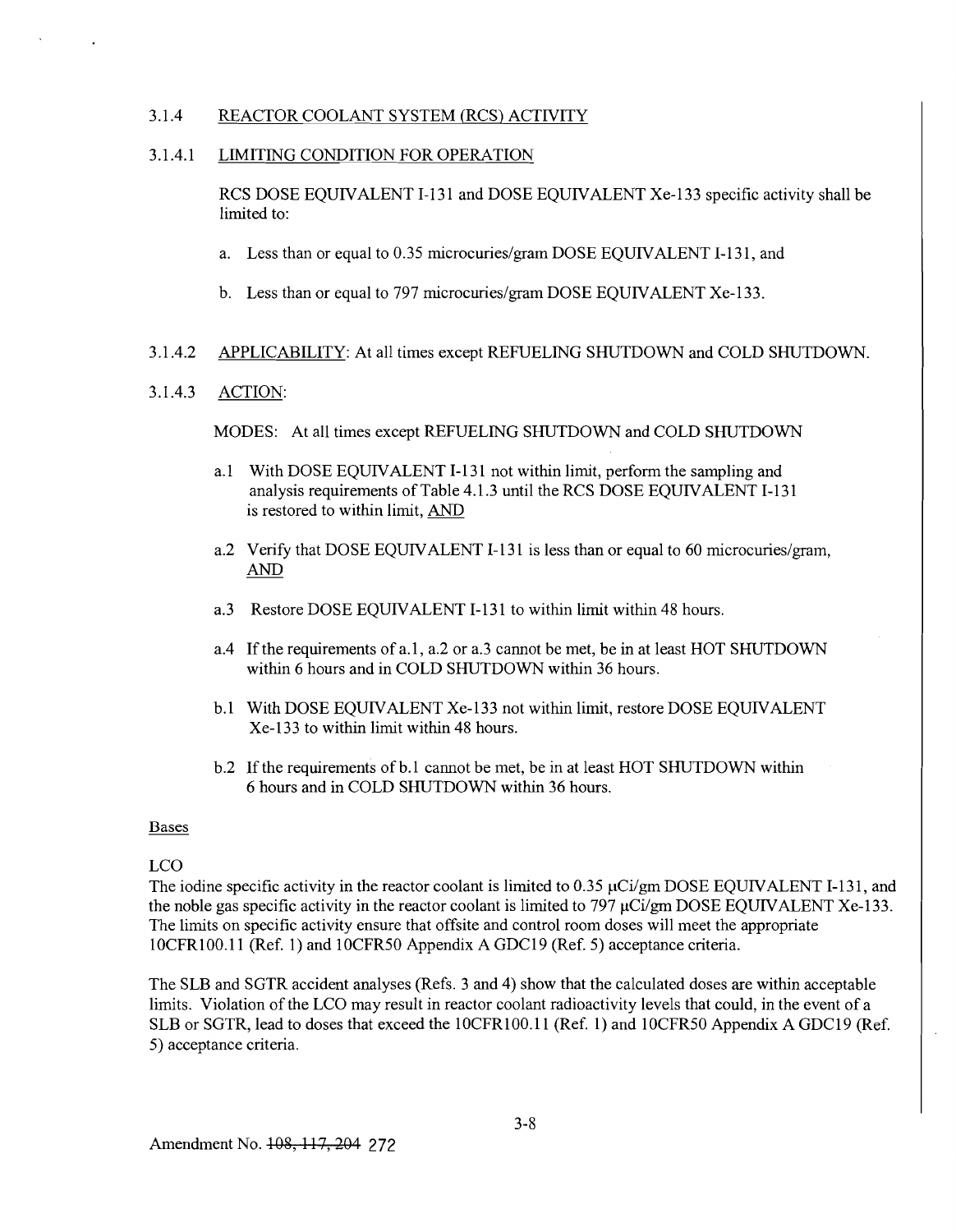## 3.1.4 REACTOR COOLANT SYSTEM (RCS) ACTIVITY

### 3.1.4.1 LIMITING CONDITION FOR OPERATION

RCS DOSE EQUIVALENT I-131 and DOSE EQUIVALENT Xe-133 specific activity shall be limited to:

a. Less than or equal to 0.35 microcuries/gram DOSE EQUIVALENT I-131, and

b. Less than or equal to 797 microcuries/gram DOSE EQUIVALENT Xe-133.

### 3.1.4.2 APPLICABILITY: At all times except REFUELING SHUTDOWN and COLD SHUTDOWN.

### 3.1.4.3 ACTION:

MODES: At all times except REFUELING SHUTDOWN and COLD SHUTDOWN

a.1 With DOSE EQUIVALENT I-131 not within limit, perform the sampling and analysis requirements of Table 4.1.3 until the RCS DOSE EQUIVALENT I-131 is restored to within limit, AND

a.2 Verify that DOSE EQUIVALENT I-131 is less than or equal to 60 microcuries/gram, AND

a.3 Restore DOSE EQUIVALENT I-131 to within limit within 48 hours.

a.4 If the requirements of a.1, a.2 or a.3 cannot be met, be in at least HOT SHUTDOWN within 6 hours and in COLD SHUTDOWN within 36 hours.

b.1 With DOSE EQUIVALENT Xe-133 not within limit, restore DOSE EQUIVALENT Xe-133 to within limit within 48 hours.

b.2 If the requirements of b.1 cannot be met, be in at least HOT SHUTDOWN within 6 hours and in COLD SHUTDOWN within 36 hours.

Bases

LCO

The iodine specific activity in the reactor coolant is limited to 0.35 μCi/gm DOSE EQUIVALENT I-131, and the noble gas specific activity in the reactor coolant is limited to 797 μCi/gm DOSE EQUIVALENT Xe-133. The limits on specific activity ensure that offsite and control room doses will meet the appropriate 10CFR100.11 (Ref. 1) and 10CFR50 Appendix A GDC19 (Ref. 5) acceptance criteria.

The SLB and SGTR accident analyses (Refs. 3 and 4) show that the calculated doses are within acceptable limits. Violation of the LCO may result in reactor coolant radioactivity levels that could, in the event of a SLB or SGTR, lead to doses that exceed the 10CFR100.11 (Ref. 1) and 10CFR50 Appendix A GDC19 (Ref. 5) acceptance criteria.

Amendment No. ~~108, 117, 204~~ 272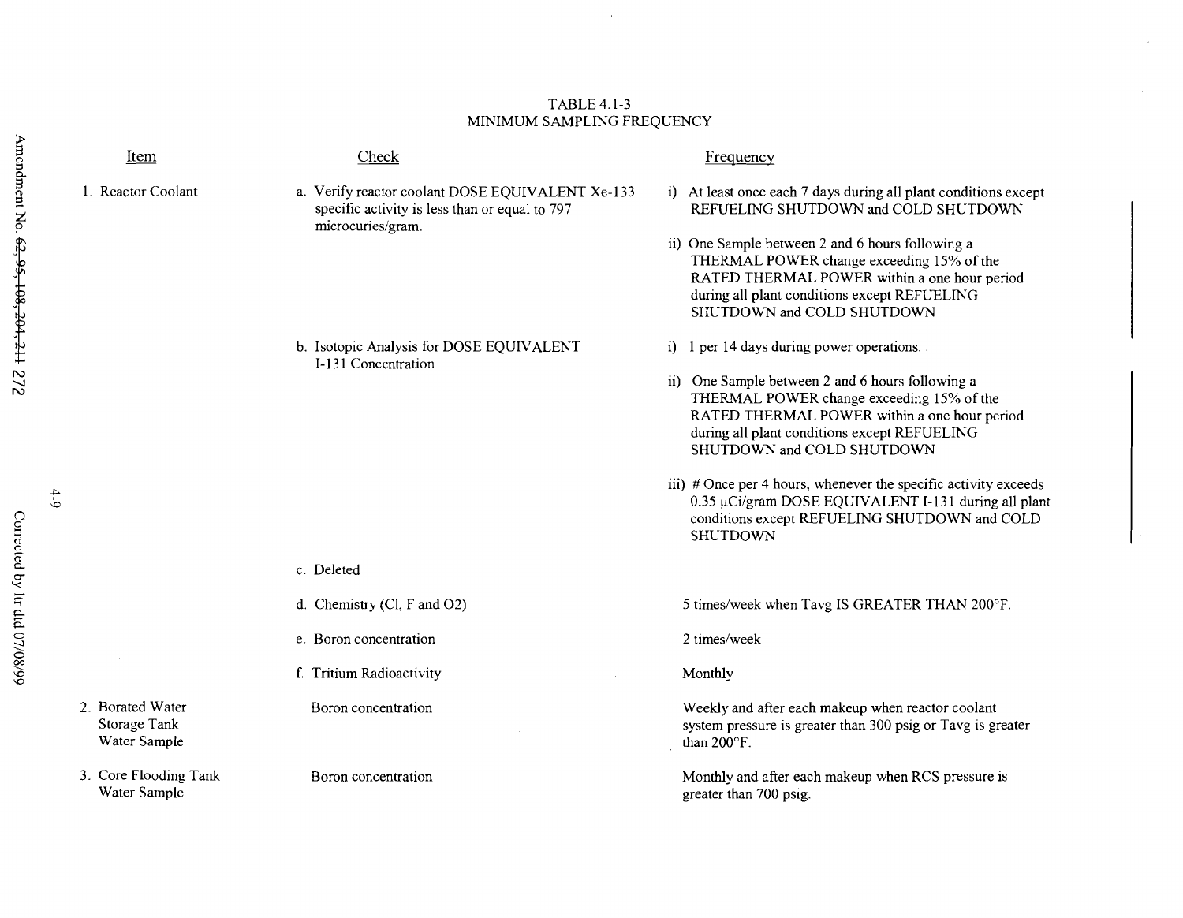TABLE 4.1-3
MINIMUM SAMPLING FREQUENCY

| Item | Check | Frequency |
|---|---|---|
| 1. Reactor Coolant | a. Verify reactor coolant DOSE EQUIVALENT Xe-133 specific activity is less than or equal to 797 microcuries/gram. | i) At least once each 7 days during all plant conditions except REFUELING SHUTDOWN and COLD SHUTDOWN<br>ii) One Sample between 2 and 6 hours following a THERMAL POWER change exceeding 15% of the RATED THERMAL POWER within a one hour period during all plant conditions except REFUELING SHUTDOWN and COLD SHUTDOWN |
| | b. Isotopic Analysis for DOSE EQUIVALENT I-131 Concentration | i) 1 per 14 days during power operations.<br>ii) One Sample between 2 and 6 hours following a THERMAL POWER change exceeding 15% of the RATED THERMAL POWER within a one hour period during all plant conditions except REFUELING SHUTDOWN and COLD SHUTDOWN<br>iii) # Once per 4 hours, whenever the specific activity exceeds 0.35 μCi/gram DOSE EQUIVALENT I-131 during all plant conditions except REFUELING SHUTDOWN and COLD SHUTDOWN |
| | c. Deleted | |
| | d. Chemistry (Cl, F and O2) | 5 times/week when Tavg IS GREATER THAN 200°F. |
| | e. Boron concentration | 2 times/week |
| | f. Tritium Radioactivity | Monthly |
| 2. Borated Water Storage Tank Water Sample | Boron concentration | Weekly and after each makeup when reactor coolant system pressure is greater than 300 psig or Tavg is greater than 200°F. |
| 3. Core Flooding Tank Water Sample | Boron concentration | Monthly and after each makeup when RCS pressure is greater than 700 psig. |

Amendment No. ~~62, 95, 108, 204, 211~~ 272

Corrected by ltr dtd 07/08/99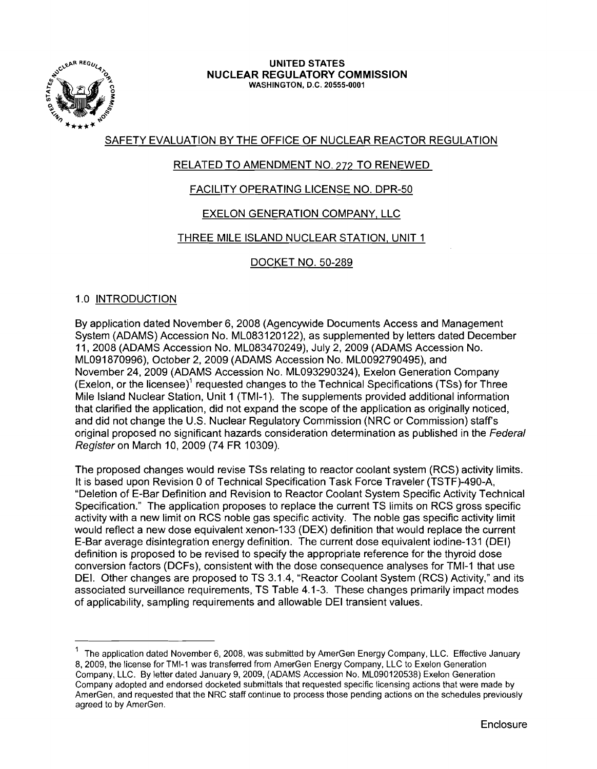UNITED STATES
NUCLEAR REGULATORY COMMISSION
WASHINGTON, D.C. 20555-0001

SAFETY EVALUATION BY THE OFFICE OF NUCLEAR REACTOR REGULATION

RELATED TO AMENDMENT NO. 272 TO RENEWED

FACILITY OPERATING LICENSE NO. DPR-50

EXELON GENERATION COMPANY, LLC

THREE MILE ISLAND NUCLEAR STATION, UNIT 1

DOCKET NO. 50-289

## 1.0 INTRODUCTION

By application dated November 6, 2008 (Agencywide Documents Access and Management System (ADAMS) Accession No. ML083120122), as supplemented by letters dated December 11, 2008 (ADAMS Accession No. ML083470249), July 2, 2009 (ADAMS Accession No. ML091870996), October 2, 2009 (ADAMS Accession No. ML0092790495), and November 24, 2009 (ADAMS Accession No. ML093290324), Exelon Generation Company (Exelon, or the licensee)[1] requested changes to the Technical Specifications (TSs) for Three Mile Island Nuclear Station, Unit 1 (TMI-1). The supplements provided additional information that clarified the application, did not expand the scope of the application as originally noticed, and did not change the U.S. Nuclear Regulatory Commission (NRC or Commission) staff's original proposed no significant hazards consideration determination as published in the *Federal Register* on March 10, 2009 (74 FR 10309).

The proposed changes would revise TSs relating to reactor coolant system (RCS) activity limits. It is based upon Revision 0 of Technical Specification Task Force Traveler (TSTF)-490-A, "Deletion of E-Bar Definition and Revision to Reactor Coolant System Specific Activity Technical Specification." The application proposes to replace the current TS limits on RCS gross specific activity with a new limit on RCS noble gas specific activity. The noble gas specific activity limit would reflect a new dose equivalent xenon-133 (DEX) definition that would replace the current E-Bar average disintegration energy definition. The current dose equivalent iodine-131 (DEI) definition is proposed to be revised to specify the appropriate reference for the thyroid dose conversion factors (DCFs), consistent with the dose consequence analyses for TMI-1 that use DEI. Other changes are proposed to TS 3.1.4, "Reactor Coolant System (RCS) Activity," and its associated surveillance requirements, TS Table 4.1-3. These changes primarily impact modes of applicability, sampling requirements and allowable DEI transient values.

---

[1] The application dated November 6, 2008, was submitted by AmerGen Energy Company, LLC. Effective January 8, 2009, the license for TMI-1 was transferred from AmerGen Energy Company, LLC to Exelon Generation Company, LLC. By letter dated January 9, 2009, (ADAMS Accession No. ML090120538) Exelon Generation Company adopted and endorsed docketed submittals that requested specific licensing actions that were made by AmerGen, and requested that the NRC staff continue to process those pending actions on the schedules previously agreed to by AmerGen.

Enclosure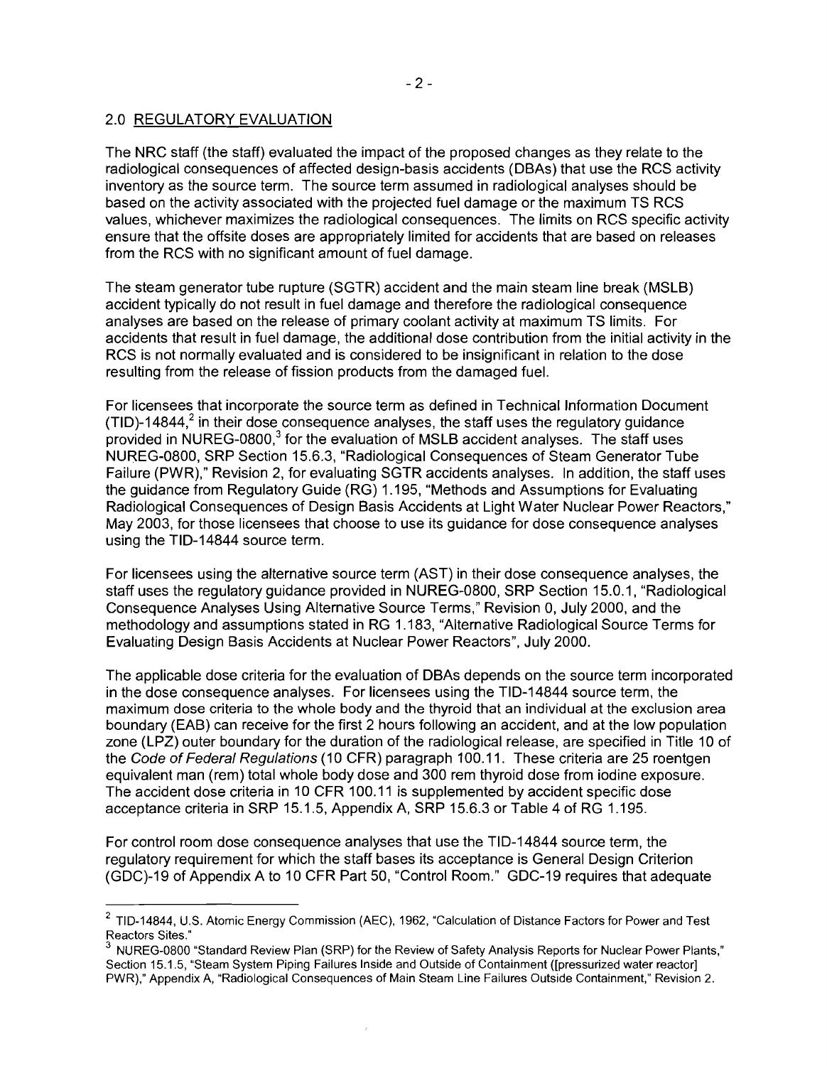## 2.0 REGULATORY EVALUATION

The NRC staff (the staff) evaluated the impact of the proposed changes as they relate to the radiological consequences of affected design-basis accidents (DBAs) that use the RCS activity inventory as the source term. The source term assumed in radiological analyses should be based on the activity associated with the projected fuel damage or the maximum TS RCS values, whichever maximizes the radiological consequences. The limits on RCS specific activity ensure that the offsite doses are appropriately limited for accidents that are based on releases from the RCS with no significant amount of fuel damage.

The steam generator tube rupture (SGTR) accident and the main steam line break (MSLB) accident typically do not result in fuel damage and therefore the radiological consequence analyses are based on the release of primary coolant activity at maximum TS limits. For accidents that result in fuel damage, the additional dose contribution from the initial activity in the RCS is not normally evaluated and is considered to be insignificant in relation to the dose resulting from the release of fission products from the damaged fuel.

For licensees that incorporate the source term as defined in Technical Information Document (TID)-14844,[2] in their dose consequence analyses, the staff uses the regulatory guidance provided in NUREG-0800,[3] for the evaluation of MSLB accident analyses. The staff uses NUREG-0800, SRP Section 15.6.3, "Radiological Consequences of Steam Generator Tube Failure (PWR)," Revision 2, for evaluating SGTR accidents analyses. In addition, the staff uses the guidance from Regulatory Guide (RG) 1.195, "Methods and Assumptions for Evaluating Radiological Consequences of Design Basis Accidents at Light Water Nuclear Power Reactors," May 2003, for those licensees that choose to use its guidance for dose consequence analyses using the TID-14844 source term.

For licensees using the alternative source term (AST) in their dose consequence analyses, the staff uses the regulatory guidance provided in NUREG-0800, SRP Section 15.0.1, "Radiological Consequence Analyses Using Alternative Source Terms," Revision 0, July 2000, and the methodology and assumptions stated in RG 1.183, "Alternative Radiological Source Terms for Evaluating Design Basis Accidents at Nuclear Power Reactors", July 2000.

The applicable dose criteria for the evaluation of DBAs depends on the source term incorporated in the dose consequence analyses. For licensees using the TID-14844 source term, the maximum dose criteria to the whole body and the thyroid that an individual at the exclusion area boundary (EAB) can receive for the first 2 hours following an accident, and at the low population zone (LPZ) outer boundary for the duration of the radiological release, are specified in Title 10 of the *Code of Federal Regulations* (10 CFR) paragraph 100.11. These criteria are 25 roentgen equivalent man (rem) total whole body dose and 300 rem thyroid dose from iodine exposure. The accident dose criteria in 10 CFR 100.11 is supplemented by accident specific dose acceptance criteria in SRP 15.1.5, Appendix A, SRP 15.6.3 or Table 4 of RG 1.195.

For control room dose consequence analyses that use the TID-14844 source term, the regulatory requirement for which the staff bases its acceptance is General Design Criterion (GDC)-19 of Appendix A to 10 CFR Part 50, "Control Room." GDC-19 requires that adequate

---

[2] TID-14844, U.S. Atomic Energy Commission (AEC), 1962, "Calculation of Distance Factors for Power and Test Reactors Sites."

[3] NUREG-0800 "Standard Review Plan (SRP) for the Review of Safety Analysis Reports for Nuclear Power Plants," Section 15.1.5, "Steam System Piping Failures Inside and Outside of Containment ([pressurized water reactor] PWR)," Appendix A, "Radiological Consequences of Main Steam Line Failures Outside Containment," Revision 2.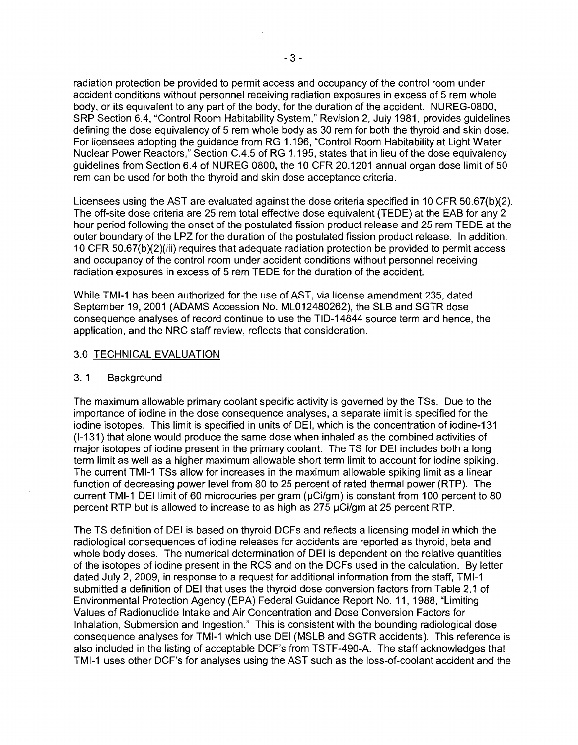radiation protection be provided to permit access and occupancy of the control room under accident conditions without personnel receiving radiation exposures in excess of 5 rem whole body, or its equivalent to any part of the body, for the duration of the accident. NUREG-0800, SRP Section 6.4, "Control Room Habitability System," Revision 2, July 1981, provides guidelines defining the dose equivalency of 5 rem whole body as 30 rem for both the thyroid and skin dose. For licensees adopting the guidance from RG 1.196, "Control Room Habitability at Light Water Nuclear Power Reactors," Section C.4.5 of RG 1.195, states that in lieu of the dose equivalency guidelines from Section 6.4 of NUREG 0800, the 10 CFR 20.1201 annual organ dose limit of 50 rem can be used for both the thyroid and skin dose acceptance criteria.

Licensees using the AST are evaluated against the dose criteria specified in 10 CFR 50.67(b)(2). The off-site dose criteria are 25 rem total effective dose equivalent (TEDE) at the EAB for any 2 hour period following the onset of the postulated fission product release and 25 rem TEDE at the outer boundary of the LPZ for the duration of the postulated fission product release. In addition, 10 CFR 50.67(b)(2)(iii) requires that adequate radiation protection be provided to permit access and occupancy of the control room under accident conditions without personnel receiving radiation exposures in excess of 5 rem TEDE for the duration of the accident.

While TMI-1 has been authorized for the use of AST, via license amendment 235, dated September 19, 2001 (ADAMS Accession No. ML012480262), the SLB and SGTR dose consequence analyses of record continue to use the TID-14844 source term and hence, the application, and the NRC staff review, reflects that consideration.

## 3.0 TECHNICAL EVALUATION

### 3.1 Background

The maximum allowable primary coolant specific activity is governed by the TSs. Due to the importance of iodine in the dose consequence analyses, a separate limit is specified for the iodine isotopes. This limit is specified in units of DEI, which is the concentration of iodine-131 (I-131) that alone would produce the same dose when inhaled as the combined activities of major isotopes of iodine present in the primary coolant. The TS for DEI includes both a long term limit as well as a higher maximum allowable short term limit to account for iodine spiking. The current TMI-1 TSs allow for increases in the maximum allowable spiking limit as a linear function of decreasing power level from 80 to 25 percent of rated thermal power (RTP). The current TMI-1 DEI limit of 60 microcuries per gram (μCi/gm) is constant from 100 percent to 80 percent RTP but is allowed to increase to as high as 275 μCi/gm at 25 percent RTP.

The TS definition of DEI is based on thyroid DCFs and reflects a licensing model in which the radiological consequences of iodine releases for accidents are reported as thyroid, beta and whole body doses. The numerical determination of DEI is dependent on the relative quantities of the isotopes of iodine present in the RCS and on the DCFs used in the calculation. By letter dated July 2, 2009, in response to a request for additional information from the staff, TMI-1 submitted a definition of DEI that uses the thyroid dose conversion factors from Table 2.1 of Environmental Protection Agency (EPA) Federal Guidance Report No. 11, 1988, "Limiting Values of Radionuclide Intake and Air Concentration and Dose Conversion Factors for Inhalation, Submersion and Ingestion." This is consistent with the bounding radiological dose consequence analyses for TMI-1 which use DEI (MSLB and SGTR accidents). This reference is also included in the listing of acceptable DCF's from TSTF-490-A. The staff acknowledges that TMI-1 uses other DCF's for analyses using the AST such as the loss-of-coolant accident and the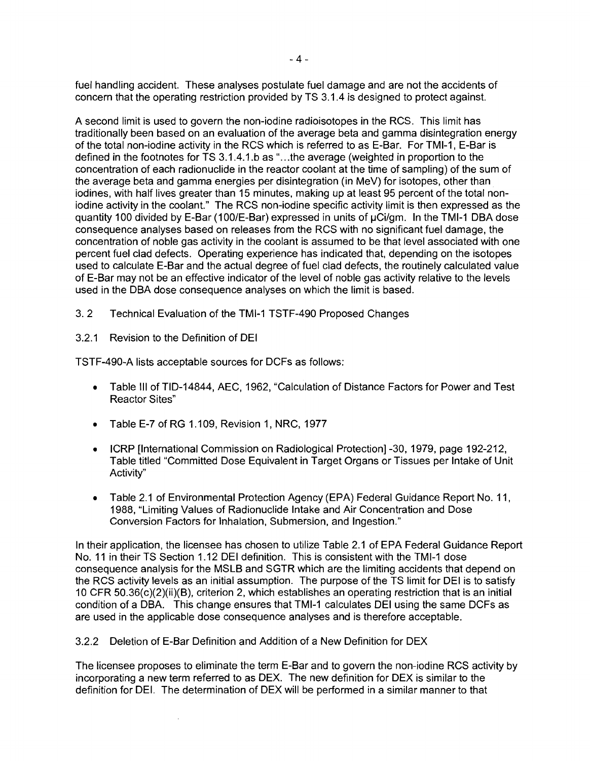fuel handling accident. These analyses postulate fuel damage and are not the accidents of concern that the operating restriction provided by TS 3.1.4 is designed to protect against.

A second limit is used to govern the non-iodine radioisotopes in the RCS. This limit has traditionally been based on an evaluation of the average beta and gamma disintegration energy of the total non-iodine activity in the RCS which is referred to as E-Bar. For TMI-1, E-Bar is defined in the footnotes for TS 3.1.4.1.b as "...the average (weighted in proportion to the concentration of each radionuclide in the reactor coolant at the time of sampling) of the sum of the average beta and gamma energies per disintegration (in MeV) for isotopes, other than iodines, with half lives greater than 15 minutes, making up at least 95 percent of the total non-iodine activity in the coolant." The RCS non-iodine specific activity limit is then expressed as the quantity 100 divided by E-Bar (100/E-Bar) expressed in units of μCi/gm. In the TMI-1 DBA dose consequence analyses based on releases from the RCS with no significant fuel damage, the concentration of noble gas activity in the coolant is assumed to be that level associated with one percent fuel clad defects. Operating experience has indicated that, depending on the isotopes used to calculate E-Bar and the actual degree of fuel clad defects, the routinely calculated value of E-Bar may not be an effective indicator of the level of noble gas activity relative to the levels used in the DBA dose consequence analyses on which the limit is based.

3.2 Technical Evaluation of the TMI-1 TSTF-490 Proposed Changes

3.2.1 Revision to the Definition of DEI

TSTF-490-A lists acceptable sources for DCFs as follows:

- Table III of TID-14844, AEC, 1962, "Calculation of Distance Factors for Power and Test Reactor Sites"
- Table E-7 of RG 1.109, Revision 1, NRC, 1977
- ICRP [International Commission on Radiological Protection] -30, 1979, page 192-212, Table titled "Committed Dose Equivalent in Target Organs or Tissues per Intake of Unit Activity"
- Table 2.1 of Environmental Protection Agency (EPA) Federal Guidance Report No. 11, 1988, "Limiting Values of Radionuclide Intake and Air Concentration and Dose Conversion Factors for Inhalation, Submersion, and Ingestion."

In their application, the licensee has chosen to utilize Table 2.1 of EPA Federal Guidance Report No. 11 in their TS Section 1.12 DEI definition. This is consistent with the TMI-1 dose consequence analysis for the MSLB and SGTR which are the limiting accidents that depend on the RCS activity levels as an initial assumption. The purpose of the TS limit for DEI is to satisfy 10 CFR 50.36(c)(2)(ii)(B), criterion 2, which establishes an operating restriction that is an initial condition of a DBA. This change ensures that TMI-1 calculates DEI using the same DCFs as are used in the applicable dose consequence analyses and is therefore acceptable.

3.2.2 Deletion of E-Bar Definition and Addition of a New Definition for DEX

The licensee proposes to eliminate the term E-Bar and to govern the non-iodine RCS activity by incorporating a new term referred to as DEX. The new definition for DEX is similar to the definition for DEI. The determination of DEX will be performed in a similar manner to that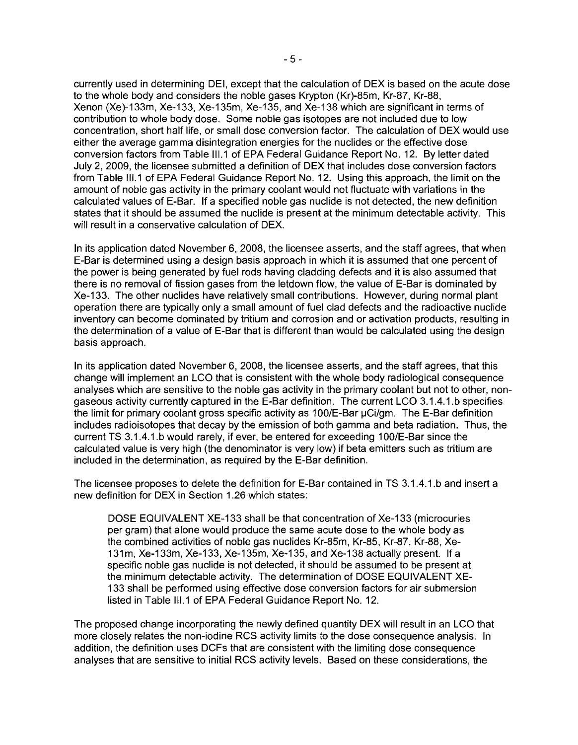currently used in determining DEI, except that the calculation of DEX is based on the acute dose to the whole body and considers the noble gases Krypton (Kr)-85m, Kr-87, Kr-88, Xenon (Xe)-133m, Xe-133, Xe-135m, Xe-135, and Xe-138 which are significant in terms of contribution to whole body dose. Some noble gas isotopes are not included due to low concentration, short half life, or small dose conversion factor. The calculation of DEX would use either the average gamma disintegration energies for the nuclides or the effective dose conversion factors from Table III.1 of EPA Federal Guidance Report No. 12. By letter dated July 2, 2009, the licensee submitted a definition of DEX that includes dose conversion factors from Table III.1 of EPA Federal Guidance Report No. 12. Using this approach, the limit on the amount of noble gas activity in the primary coolant would not fluctuate with variations in the calculated values of E-Bar. If a specified noble gas nuclide is not detected, the new definition states that it should be assumed the nuclide is present at the minimum detectable activity. This will result in a conservative calculation of DEX.

In its application dated November 6, 2008, the licensee asserts, and the staff agrees, that when E-Bar is determined using a design basis approach in which it is assumed that one percent of the power is being generated by fuel rods having cladding defects and it is also assumed that there is no removal of fission gases from the letdown flow, the value of E-Bar is dominated by Xe-133. The other nuclides have relatively small contributions. However, during normal plant operation there are typically only a small amount of fuel clad defects and the radioactive nuclide inventory can become dominated by tritium and corrosion and or activation products, resulting in the determination of a value of E-Bar that is different than would be calculated using the design basis approach.

In its application dated November 6, 2008, the licensee asserts, and the staff agrees, that this change will implement an LCO that is consistent with the whole body radiological consequence analyses which are sensitive to the noble gas activity in the primary coolant but not to other, non-gaseous activity currently captured in the E-Bar definition. The current LCO 3.1.4.1.b specifies the limit for primary coolant gross specific activity as 100/E-Bar μCi/gm. The E-Bar definition includes radioisotopes that decay by the emission of both gamma and beta radiation. Thus, the current TS 3.1.4.1.b would rarely, if ever, be entered for exceeding 100/E-Bar since the calculated value is very high (the denominator is very low) if beta emitters such as tritium are included in the determination, as required by the E-Bar definition.

The licensee proposes to delete the definition for E-Bar contained in TS 3.1.4.1.b and insert a new definition for DEX in Section 1.26 which states:

> DOSE EQUIVALENT XE-133 shall be that concentration of Xe-133 (microcuries per gram) that alone would produce the same acute dose to the whole body as the combined activities of noble gas nuclides Kr-85m, Kr-85, Kr-87, Kr-88, Xe-131m, Xe-133m, Xe-133, Xe-135m, Xe-135, and Xe-138 actually present. If a specific noble gas nuclide is not detected, it should be assumed to be present at the minimum detectable activity. The determination of DOSE EQUIVALENT XE-133 shall be performed using effective dose conversion factors for air submersion listed in Table III.1 of EPA Federal Guidance Report No. 12.

The proposed change incorporating the newly defined quantity DEX will result in an LCO that more closely relates the non-iodine RCS activity limits to the dose consequence analysis. In addition, the definition uses DCFs that are consistent with the limiting dose consequence analyses that are sensitive to initial RCS activity levels. Based on these considerations, the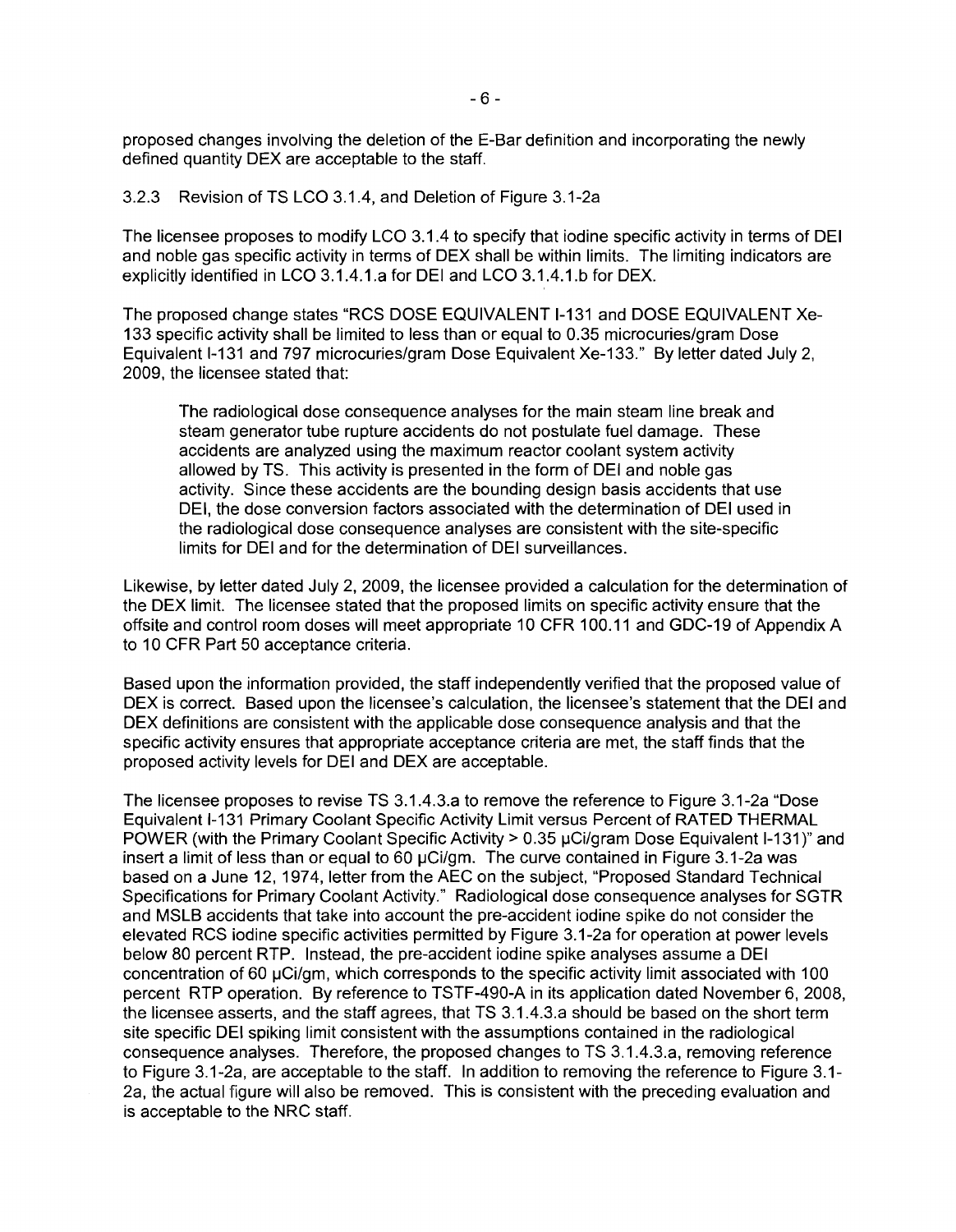proposed changes involving the deletion of the E-Bar definition and incorporating the newly defined quantity DEX are acceptable to the staff.

### 3.2.3 Revision of TS LCO 3.1.4, and Deletion of Figure 3.1-2a

The licensee proposes to modify LCO 3.1.4 to specify that iodine specific activity in terms of DEI and noble gas specific activity in terms of DEX shall be within limits. The limiting indicators are explicitly identified in LCO 3.1.4.1.a for DEI and LCO 3.1.4.1.b for DEX.

The proposed change states "RCS DOSE EQUIVALENT I-131 and DOSE EQUIVALENT Xe-133 specific activity shall be limited to less than or equal to 0.35 microcuries/gram Dose Equivalent I-131 and 797 microcuries/gram Dose Equivalent Xe-133." By letter dated July 2, 2009, the licensee stated that:

> The radiological dose consequence analyses for the main steam line break and steam generator tube rupture accidents do not postulate fuel damage. These accidents are analyzed using the maximum reactor coolant system activity allowed by TS. This activity is presented in the form of DEI and noble gas activity. Since these accidents are the bounding design basis accidents that use DEI, the dose conversion factors associated with the determination of DEI used in the radiological dose consequence analyses are consistent with the site-specific limits for DEI and for the determination of DEI surveillances.

Likewise, by letter dated July 2, 2009, the licensee provided a calculation for the determination of the DEX limit. The licensee stated that the proposed limits on specific activity ensure that the offsite and control room doses will meet appropriate 10 CFR 100.11 and GDC-19 of Appendix A to 10 CFR Part 50 acceptance criteria.

Based upon the information provided, the staff independently verified that the proposed value of DEX is correct. Based upon the licensee's calculation, the licensee's statement that the DEI and DEX definitions are consistent with the applicable dose consequence analysis and that the specific activity ensures that appropriate acceptance criteria are met, the staff finds that the proposed activity levels for DEI and DEX are acceptable.

The licensee proposes to revise TS 3.1.4.3.a to remove the reference to Figure 3.1-2a "Dose Equivalent I-131 Primary Coolant Specific Activity Limit versus Percent of RATED THERMAL POWER (with the Primary Coolant Specific Activity > 0.35 μCi/gram Dose Equivalent I-131)" and insert a limit of less than or equal to 60 μCi/gm. The curve contained in Figure 3.1-2a was based on a June 12, 1974, letter from the AEC on the subject, "Proposed Standard Technical Specifications for Primary Coolant Activity." Radiological dose consequence analyses for SGTR and MSLB accidents that take into account the pre-accident iodine spike do not consider the elevated RCS iodine specific activities permitted by Figure 3.1-2a for operation at power levels below 80 percent RTP. Instead, the pre-accident iodine spike analyses assume a DEI concentration of 60 μCi/gm, which corresponds to the specific activity limit associated with 100 percent RTP operation. By reference to TSTF-490-A in its application dated November 6, 2008, the licensee asserts, and the staff agrees, that TS 3.1.4.3.a should be based on the short term site specific DEI spiking limit consistent with the assumptions contained in the radiological consequence analyses. Therefore, the proposed changes to TS 3.1.4.3.a, removing reference to Figure 3.1-2a, are acceptable to the staff. In addition to removing the reference to Figure 3.1-2a, the actual figure will also be removed. This is consistent with the preceding evaluation and is acceptable to the NRC staff.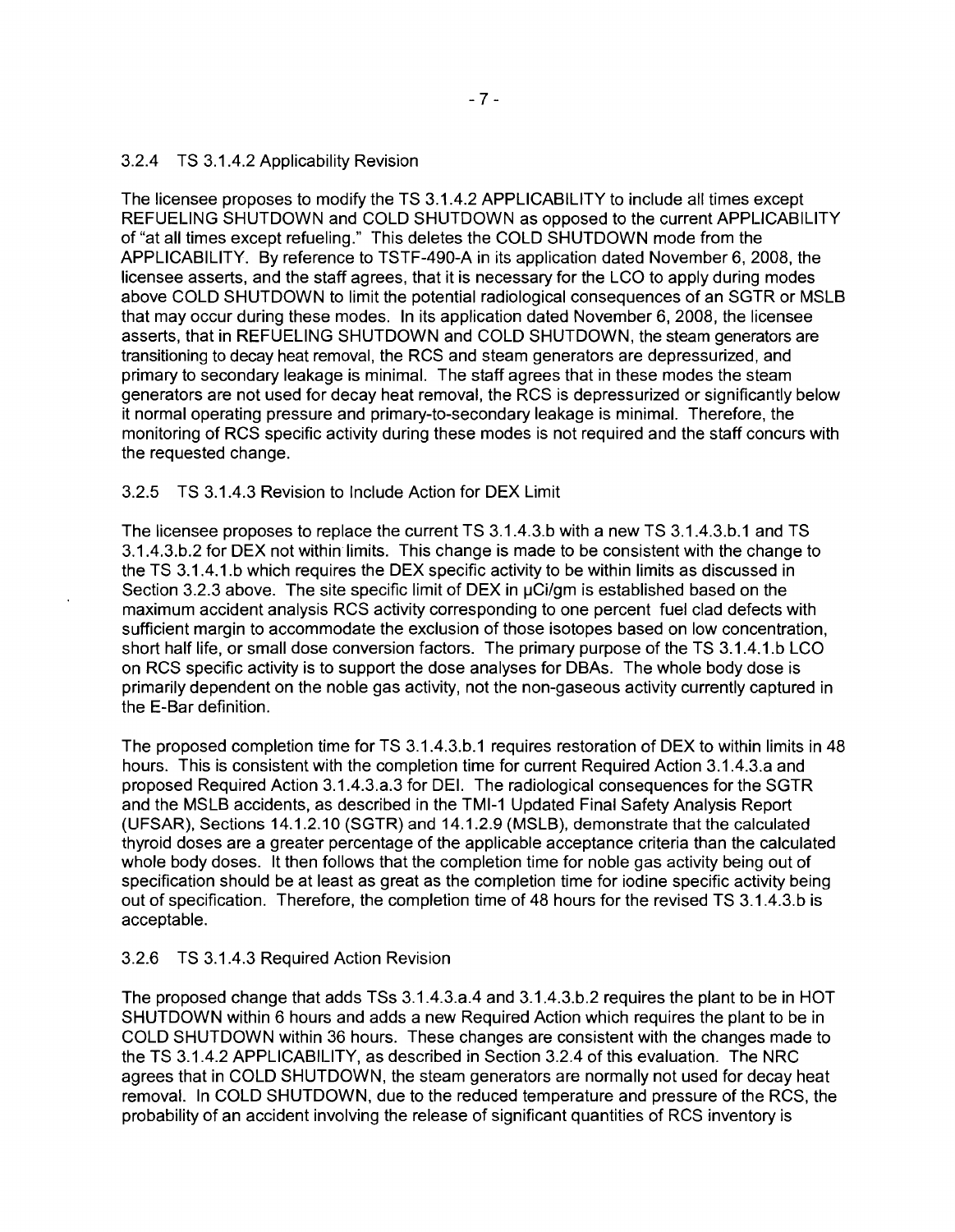### 3.2.4 TS 3.1.4.2 Applicability Revision

The licensee proposes to modify the TS 3.1.4.2 APPLICABILITY to include all times except REFUELING SHUTDOWN and COLD SHUTDOWN as opposed to the current APPLICABILITY of "at all times except refueling." This deletes the COLD SHUTDOWN mode from the APPLICABILITY. By reference to TSTF-490-A in its application dated November 6, 2008, the licensee asserts, and the staff agrees, that it is necessary for the LCO to apply during modes above COLD SHUTDOWN to limit the potential radiological consequences of an SGTR or MSLB that may occur during these modes. In its application dated November 6, 2008, the licensee asserts, that in REFUELING SHUTDOWN and COLD SHUTDOWN, the steam generators are transitioning to decay heat removal, the RCS and steam generators are depressurized, and primary to secondary leakage is minimal. The staff agrees that in these modes the steam generators are not used for decay heat removal, the RCS is depressurized or significantly below it normal operating pressure and primary-to-secondary leakage is minimal. Therefore, the monitoring of RCS specific activity during these modes is not required and the staff concurs with the requested change.

### 3.2.5 TS 3.1.4.3 Revision to Include Action for DEX Limit

The licensee proposes to replace the current TS 3.1.4.3.b with a new TS 3.1.4.3.b.1 and TS 3.1.4.3.b.2 for DEX not within limits. This change is made to be consistent with the change to the TS 3.1.4.1.b which requires the DEX specific activity to be within limits as discussed in Section 3.2.3 above. The site specific limit of DEX in μCi/gm is established based on the maximum accident analysis RCS activity corresponding to one percent fuel clad defects with sufficient margin to accommodate the exclusion of those isotopes based on low concentration, short half life, or small dose conversion factors. The primary purpose of the TS 3.1.4.1.b LCO on RCS specific activity is to support the dose analyses for DBAs. The whole body dose is primarily dependent on the noble gas activity, not the non-gaseous activity currently captured in the E-Bar definition.

The proposed completion time for TS 3.1.4.3.b.1 requires restoration of DEX to within limits in 48 hours. This is consistent with the completion time for current Required Action 3.1.4.3.a and proposed Required Action 3.1.4.3.a.3 for DEI. The radiological consequences for the SGTR and the MSLB accidents, as described in the TMI-1 Updated Final Safety Analysis Report (UFSAR), Sections 14.1.2.10 (SGTR) and 14.1.2.9 (MSLB), demonstrate that the calculated thyroid doses are a greater percentage of the applicable acceptance criteria than the calculated whole body doses. It then follows that the completion time for noble gas activity being out of specification should be at least as great as the completion time for iodine specific activity being out of specification. Therefore, the completion time of 48 hours for the revised TS 3.1.4.3.b is acceptable.

### 3.2.6 TS 3.1.4.3 Required Action Revision

The proposed change that adds TSs 3.1.4.3.a.4 and 3.1.4.3.b.2 requires the plant to be in HOT SHUTDOWN within 6 hours and adds a new Required Action which requires the plant to be in COLD SHUTDOWN within 36 hours. These changes are consistent with the changes made to the TS 3.1.4.2 APPLICABILITY, as described in Section 3.2.4 of this evaluation. The NRC agrees that in COLD SHUTDOWN, the steam generators are normally not used for decay heat removal. In COLD SHUTDOWN, due to the reduced temperature and pressure of the RCS, the probability of an accident involving the release of significant quantities of RCS inventory is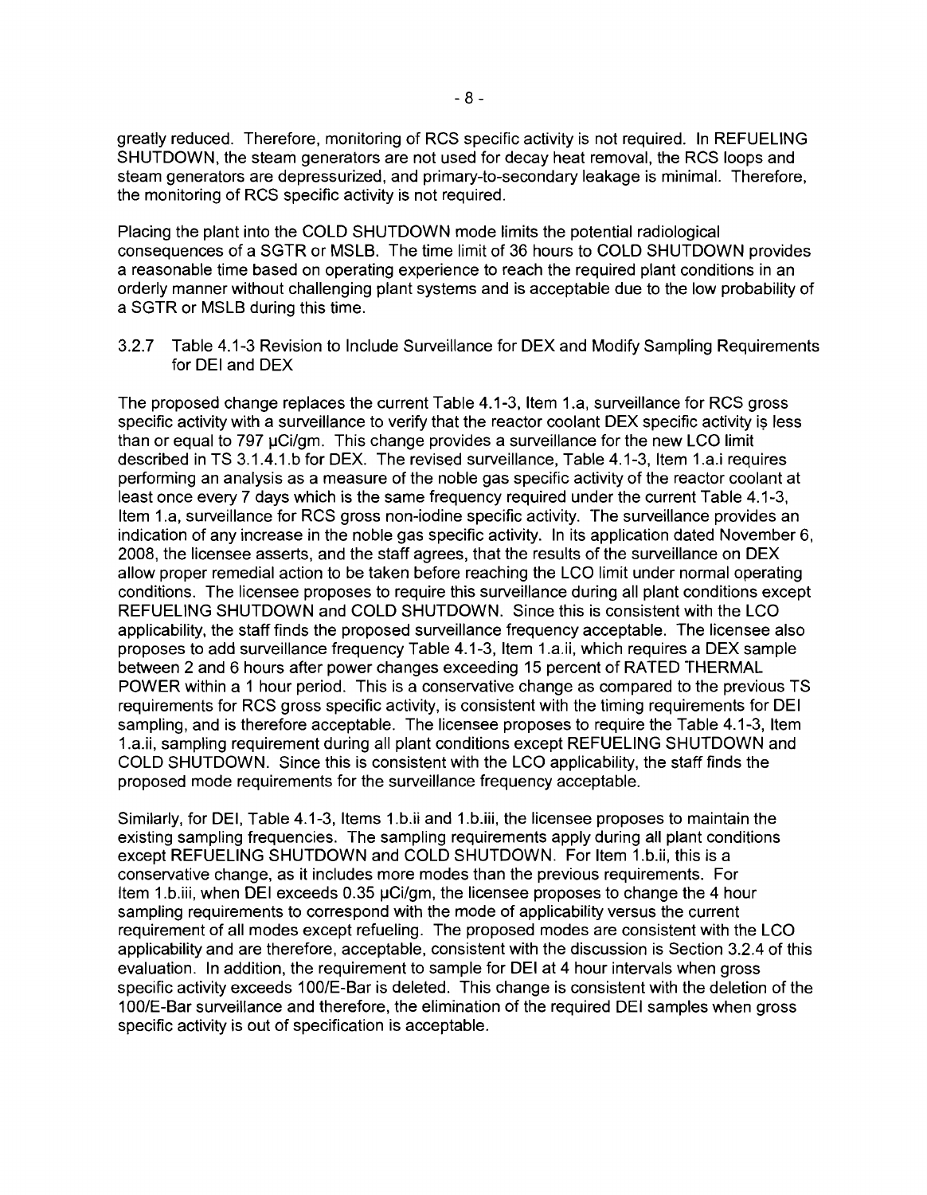greatly reduced. Therefore, monitoring of RCS specific activity is not required. In REFUELING SHUTDOWN, the steam generators are not used for decay heat removal, the RCS loops and steam generators are depressurized, and primary-to-secondary leakage is minimal. Therefore, the monitoring of RCS specific activity is not required.

Placing the plant into the COLD SHUTDOWN mode limits the potential radiological consequences of a SGTR or MSLB. The time limit of 36 hours to COLD SHUTDOWN provides a reasonable time based on operating experience to reach the required plant conditions in an orderly manner without challenging plant systems and is acceptable due to the low probability of a SGTR or MSLB during this time.

### 3.2.7 Table 4.1-3 Revision to Include Surveillance for DEX and Modify Sampling Requirements for DEI and DEX

The proposed change replaces the current Table 4.1-3, Item 1.a, surveillance for RCS gross specific activity with a surveillance to verify that the reactor coolant DEX specific activity is less than or equal to 797 µCi/gm. This change provides a surveillance for the new LCO limit described in TS 3.1.4.1.b for DEX. The revised surveillance, Table 4.1-3, Item 1.a.i requires performing an analysis as a measure of the noble gas specific activity of the reactor coolant at least once every 7 days which is the same frequency required under the current Table 4.1-3, Item 1.a, surveillance for RCS gross non-iodine specific activity. The surveillance provides an indication of any increase in the noble gas specific activity. In its application dated November 6, 2008, the licensee asserts, and the staff agrees, that the results of the surveillance on DEX allow proper remedial action to be taken before reaching the LCO limit under normal operating conditions. The licensee proposes to require this surveillance during all plant conditions except REFUELING SHUTDOWN and COLD SHUTDOWN. Since this is consistent with the LCO applicability, the staff finds the proposed surveillance frequency acceptable. The licensee also proposes to add surveillance frequency Table 4.1-3, Item 1.a.ii, which requires a DEX sample between 2 and 6 hours after power changes exceeding 15 percent of RATED THERMAL POWER within a 1 hour period. This is a conservative change as compared to the previous TS requirements for RCS gross specific activity, is consistent with the timing requirements for DEI sampling, and is therefore acceptable. The licensee proposes to require the Table 4.1-3, Item 1.a.ii, sampling requirement during all plant conditions except REFUELING SHUTDOWN and COLD SHUTDOWN. Since this is consistent with the LCO applicability, the staff finds the proposed mode requirements for the surveillance frequency acceptable.

Similarly, for DEI, Table 4.1-3, Items 1.b.ii and 1.b.iii, the licensee proposes to maintain the existing sampling frequencies. The sampling requirements apply during all plant conditions except REFUELING SHUTDOWN and COLD SHUTDOWN. For Item 1.b.ii, this is a conservative change, as it includes more modes than the previous requirements. For Item 1.b.iii, when DEI exceeds 0.35 µCi/gm, the licensee proposes to change the 4 hour sampling requirements to correspond with the mode of applicability versus the current requirement of all modes except refueling. The proposed modes are consistent with the LCO applicability and are therefore, acceptable, consistent with the discussion is Section 3.2.4 of this evaluation. In addition, the requirement to sample for DEI at 4 hour intervals when gross specific activity exceeds 100/E-Bar is deleted. This change is consistent with the deletion of the 100/E-Bar surveillance and therefore, the elimination of the required DEI samples when gross specific activity is out of specification is acceptable.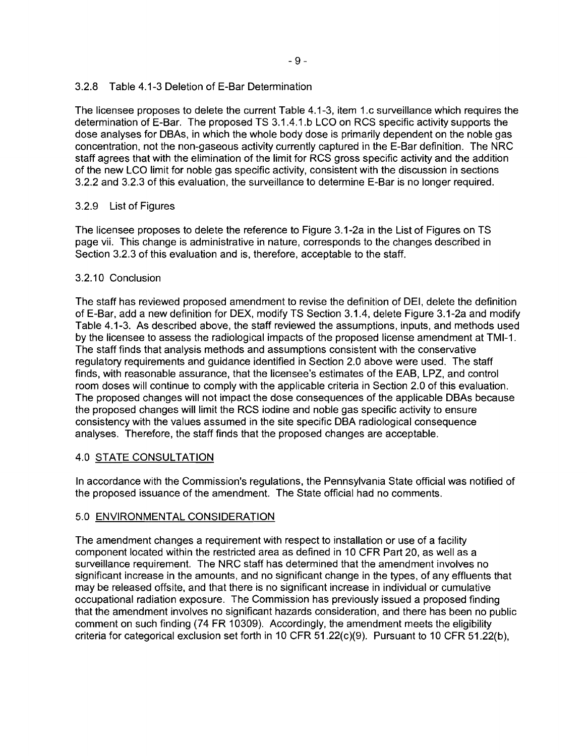### 3.2.8 Table 4.1-3 Deletion of E-Bar Determination

The licensee proposes to delete the current Table 4.1-3, item 1.c surveillance which requires the determination of E-Bar. The proposed TS 3.1.4.1.b LCO on RCS specific activity supports the dose analyses for DBAs, in which the whole body dose is primarily dependent on the noble gas concentration, not the non-gaseous activity currently captured in the E-Bar definition. The NRC staff agrees that with the elimination of the limit for RCS gross specific activity and the addition of the new LCO limit for noble gas specific activity, consistent with the discussion in sections 3.2.2 and 3.2.3 of this evaluation, the surveillance to determine E-Bar is no longer required.

### 3.2.9 List of Figures

The licensee proposes to delete the reference to Figure 3.1-2a in the List of Figures on TS page vii. This change is administrative in nature, corresponds to the changes described in Section 3.2.3 of this evaluation and is, therefore, acceptable to the staff.

### 3.2.10 Conclusion

The staff has reviewed proposed amendment to revise the definition of DEI, delete the definition of E-Bar, add a new definition for DEX, modify TS Section 3.1.4, delete Figure 3.1-2a and modify Table 4.1-3. As described above, the staff reviewed the assumptions, inputs, and methods used by the licensee to assess the radiological impacts of the proposed license amendment at TMI-1. The staff finds that analysis methods and assumptions consistent with the conservative regulatory requirements and guidance identified in Section 2.0 above were used. The staff finds, with reasonable assurance, that the licensee's estimates of the EAB, LPZ, and control room doses will continue to comply with the applicable criteria in Section 2.0 of this evaluation. The proposed changes will not impact the dose consequences of the applicable DBAs because the proposed changes will limit the RCS iodine and noble gas specific activity to ensure consistency with the values assumed in the site specific DBA radiological consequence analyses. Therefore, the staff finds that the proposed changes are acceptable.

## 4.0 STATE CONSULTATION

In accordance with the Commission's regulations, the Pennsylvania State official was notified of the proposed issuance of the amendment. The State official had no comments.

## 5.0 ENVIRONMENTAL CONSIDERATION

The amendment changes a requirement with respect to installation or use of a facility component located within the restricted area as defined in 10 CFR Part 20, as well as a surveillance requirement. The NRC staff has determined that the amendment involves no significant increase in the amounts, and no significant change in the types, of any effluents that may be released offsite, and that there is no significant increase in individual or cumulative occupational radiation exposure. The Commission has previously issued a proposed finding that the amendment involves no significant hazards consideration, and there has been no public comment on such finding (74 FR 10309). Accordingly, the amendment meets the eligibility criteria for categorical exclusion set forth in 10 CFR 51.22(c)(9). Pursuant to 10 CFR 51.22(b),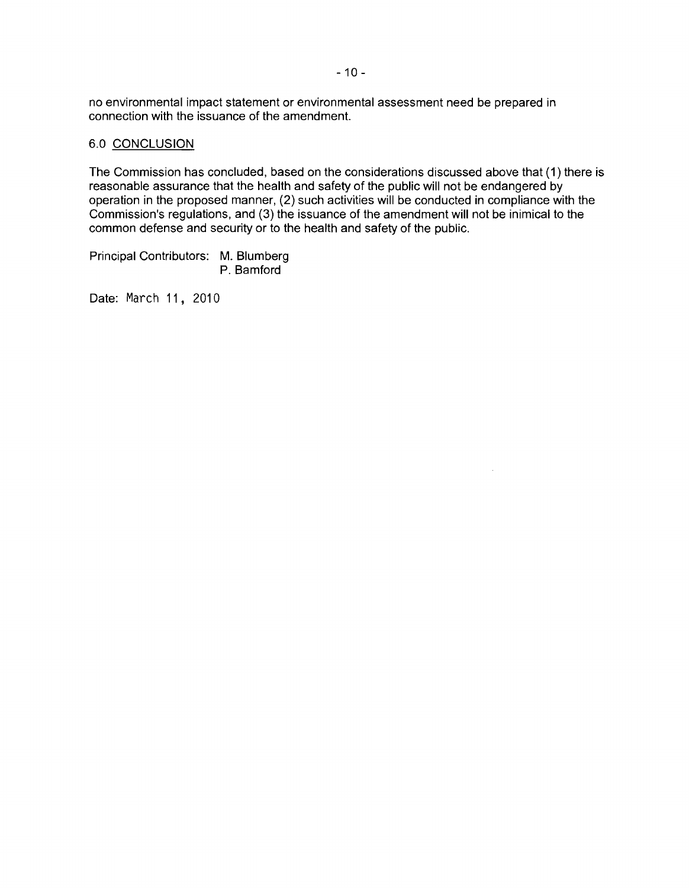no environmental impact statement or environmental assessment need be prepared in connection with the issuance of the amendment.

## 6.0 CONCLUSION

The Commission has concluded, based on the considerations discussed above that (1) there is reasonable assurance that the health and safety of the public will not be endangered by operation in the proposed manner, (2) such activities will be conducted in compliance with the Commission's regulations, and (3) the issuance of the amendment will not be inimical to the common defense and security or to the health and safety of the public.

Principal Contributors: M. Blumberg
P. Bamford

Date: March 11, 2010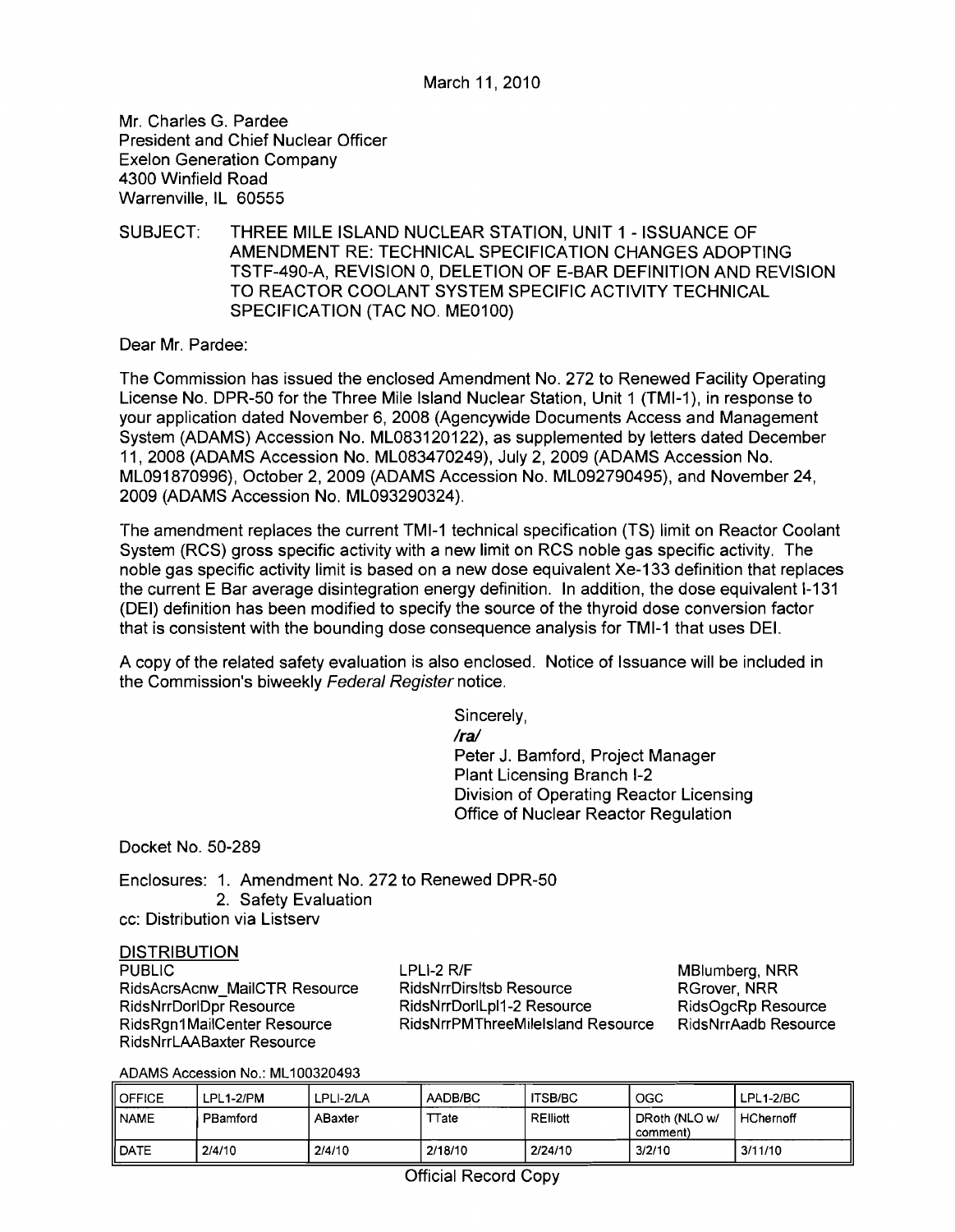March 11, 2010

Mr. Charles G. Pardee
President and Chief Nuclear Officer
Exelon Generation Company
4300 Winfield Road
Warrenville, IL 60555

SUBJECT: THREE MILE ISLAND NUCLEAR STATION, UNIT 1 - ISSUANCE OF AMENDMENT RE: TECHNICAL SPECIFICATION CHANGES ADOPTING TSTF-490-A, REVISION 0, DELETION OF E-BAR DEFINITION AND REVISION TO REACTOR COOLANT SYSTEM SPECIFIC ACTIVITY TECHNICAL SPECIFICATION (TAC NO. ME0100)

Dear Mr. Pardee:

The Commission has issued the enclosed Amendment No. 272 to Renewed Facility Operating License No. DPR-50 for the Three Mile Island Nuclear Station, Unit 1 (TMI-1), in response to your application dated November 6, 2008 (Agencywide Documents Access and Management System (ADAMS) Accession No. ML083120122), as supplemented by letters dated December 11, 2008 (ADAMS Accession No. ML083470249), July 2, 2009 (ADAMS Accession No. ML091870996), October 2, 2009 (ADAMS Accession No. ML092790495), and November 24, 2009 (ADAMS Accession No. ML093290324).

The amendment replaces the current TMI-1 technical specification (TS) limit on Reactor Coolant System (RCS) gross specific activity with a new limit on RCS noble gas specific activity. The noble gas specific activity limit is based on a new dose equivalent Xe-133 definition that replaces the current E Bar average disintegration energy definition. In addition, the dose equivalent I-131 (DEI) definition has been modified to specify the source of the thyroid dose conversion factor that is consistent with the bounding dose consequence analysis for TMI-1 that uses DEI.

A copy of the related safety evaluation is also enclosed. Notice of Issuance will be included in the Commission's biweekly *Federal Register* notice.

Sincerely,
***/ra/***
Peter J. Bamford, Project Manager
Plant Licensing Branch I-2
Division of Operating Reactor Licensing
Office of Nuclear Reactor Regulation

Docket No. 50-289

Enclosures: 1. Amendment No. 272 to Renewed DPR-50
2. Safety Evaluation

cc: Distribution via Listserv

DISTRIBUTION
PUBLIC
RidsAcrsAcnw_MailCTR Resource
RidsNrrDorlDpr Resource
RidsRgn1MailCenter Resource
RidsNrrLAABaxter Resource
LPLI-2 R/F
RidsNrrDirsItsb Resource
RidsNrrDorlLpl1-2 Resource
RidsNrrPMThreeMileIsland Resource
MBlumberg, NRR
RGrover, NRR
RidsOgcRp Resource
RidsNrrAadb Resource

ADAMS Accession No.: ML100320493

| OFFICE | LPL1-2/PM | LPLI-2/LA | AADB/BC | ITSB/BC | OGC | LPL1-2/BC |
|---|---|---|---|---|---|---|
| NAME | PBamford | ABaxter | TTate | RElliott | DRoth (NLO w/ comment) | HChernoff |
| DATE | 2/4/10 | 2/4/10 | 2/18/10 | 2/24/10 | 3/2/10 | 3/11/10 |

Official Record Copy